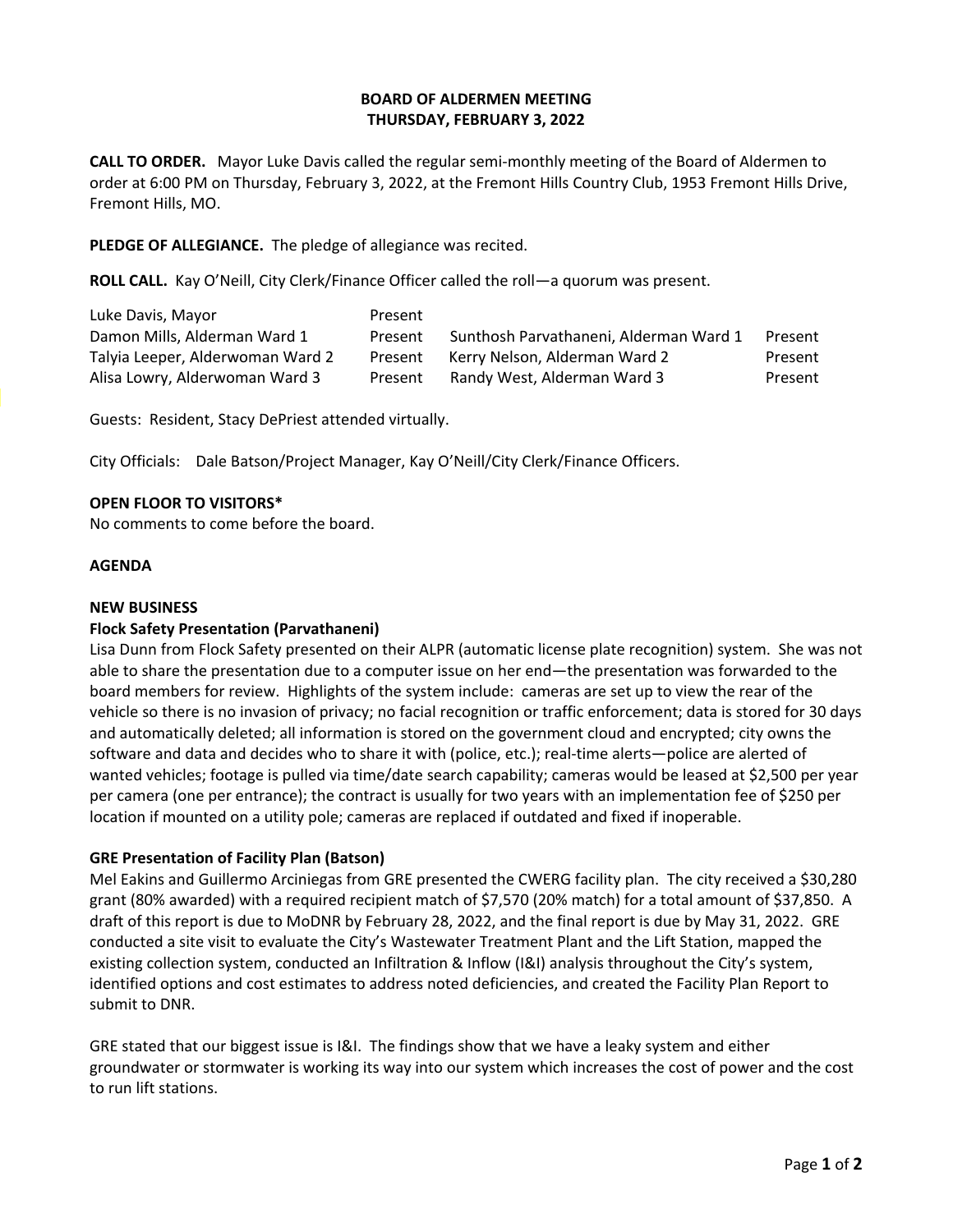**BOARD OF ALDERMEN MEETING**
**THURSDAY, FEBRUARY 3, 2022**

**CALL TO ORDER.** Mayor Luke Davis called the regular semi-monthly meeting of the Board of Aldermen to order at 6:00 PM on Thursday, February 3, 2022, at the Fremont Hills Country Club, 1953 Fremont Hills Drive, Fremont Hills, MO.

**PLEDGE OF ALLEGIANCE.** The pledge of allegiance was recited.

**ROLL CALL.** Kay O'Neill, City Clerk/Finance Officer called the roll—a quorum was present.

| | | | |
|---|---|---|---|
| Luke Davis, Mayor | Present | | |
| Damon Mills, Alderman Ward 1 | Present | Sunthosh Parvathaneni, Alderman Ward 1 | Present |
| Talyia Leeper, Alderwoman Ward 2 | Present | Kerry Nelson, Alderman Ward 2 | Present |
| Alisa Lowry, Alderwoman Ward 3 | Present | Randy West, Alderman Ward 3 | Present |

Guests: Resident, Stacy DePriest attended virtually.

City Officials: Dale Batson/Project Manager, Kay O'Neill/City Clerk/Finance Officers.

**OPEN FLOOR TO VISITORS***
No comments to come before the board.

**AGENDA**

**NEW BUSINESS**

**Flock Safety Presentation (Parvathaneni)**
Lisa Dunn from Flock Safety presented on their ALPR (automatic license plate recognition) system. She was not able to share the presentation due to a computer issue on her end—the presentation was forwarded to the board members for review. Highlights of the system include: cameras are set up to view the rear of the vehicle so there is no invasion of privacy; no facial recognition or traffic enforcement; data is stored for 30 days and automatically deleted; all information is stored on the government cloud and encrypted; city owns the software and data and decides who to share it with (police, etc.); real-time alerts—police are alerted of wanted vehicles; footage is pulled via time/date search capability; cameras would be leased at $2,500 per year per camera (one per entrance); the contract is usually for two years with an implementation fee of $250 per location if mounted on a utility pole; cameras are replaced if outdated and fixed if inoperable.

**GRE Presentation of Facility Plan (Batson)**
Mel Eakins and Guillermo Arciniegas from GRE presented the CWERG facility plan. The city received a $30,280 grant (80% awarded) with a required recipient match of $7,570 (20% match) for a total amount of $37,850. A draft of this report is due to MoDNR by February 28, 2022, and the final report is due by May 31, 2022. GRE conducted a site visit to evaluate the City's Wastewater Treatment Plant and the Lift Station, mapped the existing collection system, conducted an Infiltration & Inflow (I&I) analysis throughout the City's system, identified options and cost estimates to address noted deficiencies, and created the Facility Plan Report to submit to DNR.

GRE stated that our biggest issue is I&I. The findings show that we have a leaky system and either groundwater or stormwater is working its way into our system which increases the cost of power and the cost to run lift stations.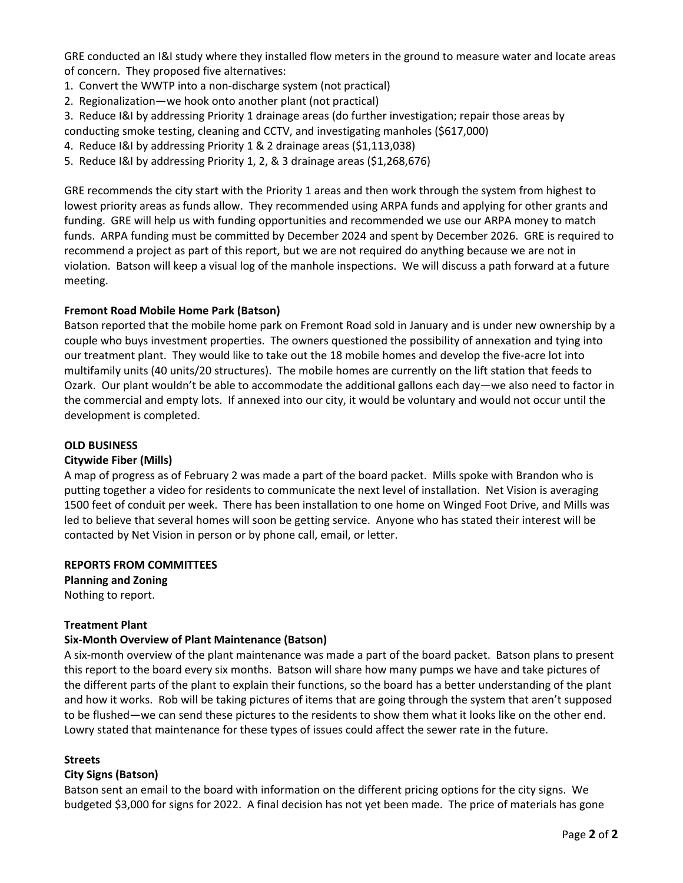GRE conducted an I&I study where they installed flow meters in the ground to measure water and locate areas of concern. They proposed five alternatives:

1. Convert the WWTP into a non-discharge system (not practical)
2. Regionalization—we hook onto another plant (not practical)
3. Reduce I&I by addressing Priority 1 drainage areas (do further investigation; repair those areas by conducting smoke testing, cleaning and CCTV, and investigating manholes ($617,000)
4. Reduce I&I by addressing Priority 1 & 2 drainage areas ($1,113,038)
5. Reduce I&I by addressing Priority 1, 2, & 3 drainage areas ($1,268,676)

GRE recommends the city start with the Priority 1 areas and then work through the system from highest to lowest priority areas as funds allow. They recommended using ARPA funds and applying for other grants and funding. GRE will help us with funding opportunities and recommended we use our ARPA money to match funds. ARPA funding must be committed by December 2024 and spent by December 2026. GRE is required to recommend a project as part of this report, but we are not required do anything because we are not in violation. Batson will keep a visual log of the manhole inspections. We will discuss a path forward at a future meeting.

**Fremont Road Mobile Home Park (Batson)**

Batson reported that the mobile home park on Fremont Road sold in January and is under new ownership by a couple who buys investment properties. The owners questioned the possibility of annexation and tying into our treatment plant. They would like to take out the 18 mobile homes and develop the five-acre lot into multifamily units (40 units/20 structures). The mobile homes are currently on the lift station that feeds to Ozark. Our plant wouldn't be able to accommodate the additional gallons each day—we also need to factor in the commercial and empty lots. If annexed into our city, it would be voluntary and would not occur until the development is completed.

**OLD BUSINESS**

**Citywide Fiber (Mills)**

A map of progress as of February 2 was made a part of the board packet. Mills spoke with Brandon who is putting together a video for residents to communicate the next level of installation. Net Vision is averaging 1500 feet of conduit per week. There has been installation to one home on Winged Foot Drive, and Mills was led to believe that several homes will soon be getting service. Anyone who has stated their interest will be contacted by Net Vision in person or by phone call, email, or letter.

**REPORTS FROM COMMITTEES**

**Planning and Zoning**

Nothing to report.

**Treatment Plant**

**Six-Month Overview of Plant Maintenance (Batson)**

A six-month overview of the plant maintenance was made a part of the board packet. Batson plans to present this report to the board every six months. Batson will share how many pumps we have and take pictures of the different parts of the plant to explain their functions, so the board has a better understanding of the plant and how it works. Rob will be taking pictures of items that are going through the system that aren't supposed to be flushed—we can send these pictures to the residents to show them what it looks like on the other end. Lowry stated that maintenance for these types of issues could affect the sewer rate in the future.

**Streets**

**City Signs (Batson)**

Batson sent an email to the board with information on the different pricing options for the city signs. We budgeted $3,000 for signs for 2022. A final decision has not yet been made. The price of materials has gone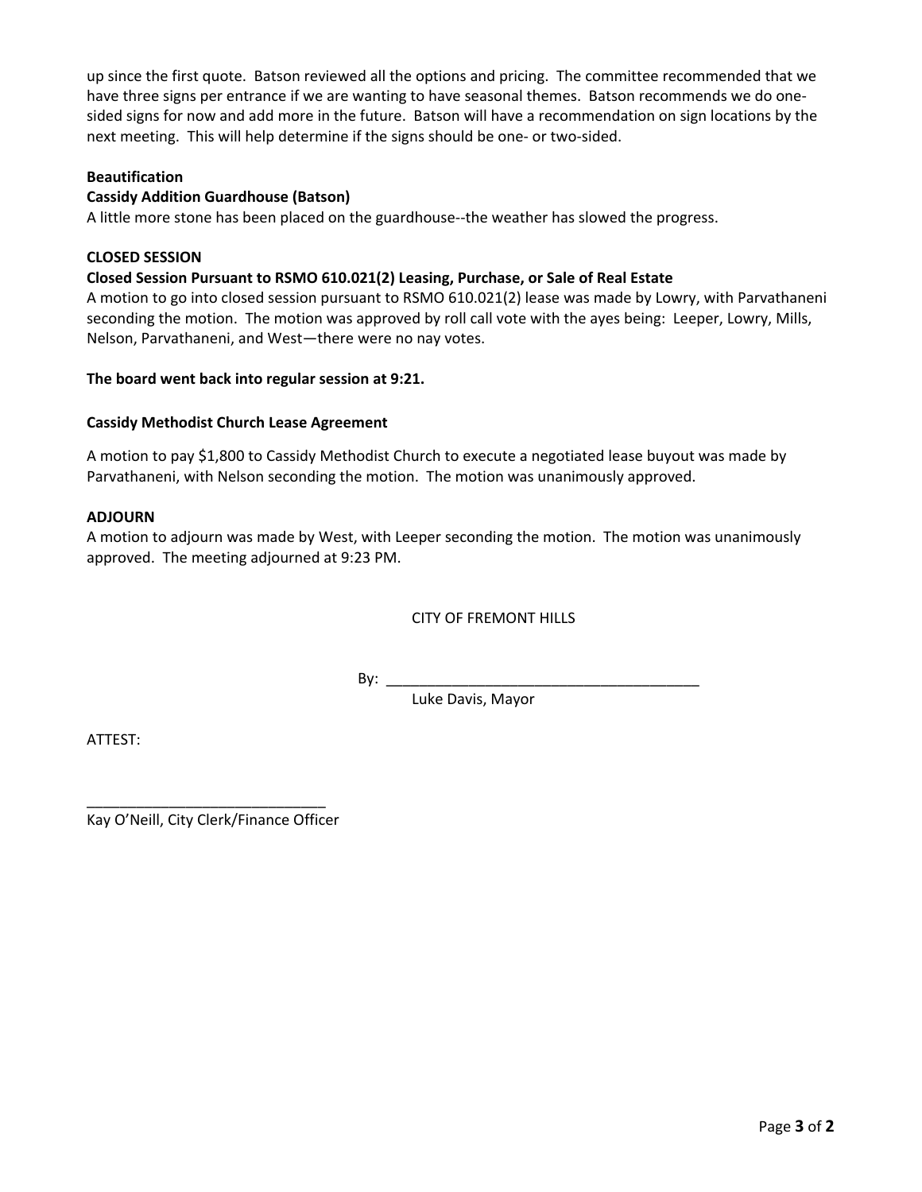up since the first quote. Batson reviewed all the options and pricing. The committee recommended that we have three signs per entrance if we are wanting to have seasonal themes. Batson recommends we do one-sided signs for now and add more in the future. Batson will have a recommendation on sign locations by the next meeting. This will help determine if the signs should be one- or two-sided.

**Beautification**

**Cassidy Addition Guardhouse (Batson)**

A little more stone has been placed on the guardhouse--the weather has slowed the progress.

**CLOSED SESSION**

**Closed Session Pursuant to RSMO 610.021(2) Leasing, Purchase, or Sale of Real Estate**

A motion to go into closed session pursuant to RSMO 610.021(2) lease was made by Lowry, with Parvathaneni seconding the motion. The motion was approved by roll call vote with the ayes being: Leeper, Lowry, Mills, Nelson, Parvathaneni, and West—there were no nay votes.

**The board went back into regular session at 9:21.**

**Cassidy Methodist Church Lease Agreement**

A motion to pay $1,800 to Cassidy Methodist Church to execute a negotiated lease buyout was made by Parvathaneni, with Nelson seconding the motion. The motion was unanimously approved.

**ADJOURN**

A motion to adjourn was made by West, with Leeper seconding the motion. The motion was unanimously approved. The meeting adjourned at 9:23 PM.

CITY OF FREMONT HILLS

By: ______________________________________

Luke Davis, Mayor

ATTEST:

_____________________________

Kay O'Neill, City Clerk/Finance Officer